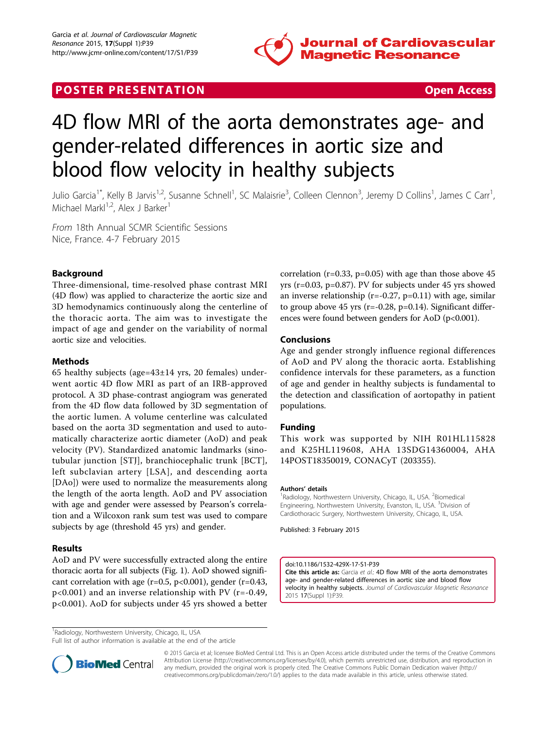**POSTER PRESENTATION** **Open Access**

# 4D flow MRI of the aorta demonstrates age- and gender-related differences in aortic size and blood flow velocity in healthy subjects

Julio Garcia[1*], Kelly B Jarvis[1,2], Susanne Schnell[1], SC Malaisrie[3], Colleen Clennon[3], Jeremy D Collins[1], James C Carr[1], Michael Markl[1,2], Alex J Barker[1]

*From* 18th Annual SCMR Scientific Sessions
Nice, France. 4-7 February 2015

## Background

Three-dimensional, time-resolved phase contrast MRI (4D flow) was applied to characterize the aortic size and 3D hemodynamics continuously along the centerline of the thoracic aorta. The aim was to investigate the impact of age and gender on the variability of normal aortic size and velocities.

## Methods

65 healthy subjects (age=43±14 yrs, 20 females) underwent aortic 4D flow MRI as part of an IRB-approved protocol. A 3D phase-contrast angiogram was generated from the 4D flow data followed by 3D segmentation of the aortic lumen. A volume centerline was calculated based on the aorta 3D segmentation and used to automatically characterize aortic diameter (AoD) and peak velocity (PV). Standardized anatomic landmarks (sinotubular junction [STJ], branchiocephalic trunk [BCT], left subclavian artery [LSA], and descending aorta [DAo]) were used to normalize the measurements along the length of the aorta length. AoD and PV association with age and gender were assessed by Pearson's correlation and a Wilcoxon rank sum test was used to compare subjects by age (threshold 45 yrs) and gender.

## Results

AoD and PV were successfully extracted along the entire thoracic aorta for all subjects (Fig. 1). AoD showed significant correlation with age ($r=0.5$, $p<0.001$), gender ($r=0.43$, $p<0.001$) and an inverse relationship with PV ($r=-0.49$, $p<0.001$). AoD for subjects under 45 yrs showed a better correlation ($r=0.33$, $p=0.05$) with age than those above 45 yrs ($r=0.03$, $p=0.87$). PV for subjects under 45 yrs showed an inverse relationship ($r=-0.27$, $p=0.11$) with age, similar to group above 45 yrs ($r=-0.28$, $p=0.14$). Significant differences were found between genders for AoD ($p<0.001$).

## Conclusions

Age and gender strongly influence regional differences of AoD and PV along the thoracic aorta. Establishing confidence intervals for these parameters, as a function of age and gender in healthy subjects is fundamental to the detection and classification of aortopathy in patient populations.

## Funding

This work was supported by NIH R01HL115828 and K25HL119608, AHA 13SDG14360004, AHA 14POST18350019, CONACyT (203355).

### Authors' details

[1]Radiology, Northwestern University, Chicago, IL, USA. [2]Biomedical Engineering, Northwestern University, Evanston, IL, USA. [3]Division of Cardiothoracic Surgery, Northwestern University, Chicago, IL, USA.

Published: 3 February 2015

doi:10.1186/1532-429X-17-S1-P39
**Cite this article as:** Garcia *et al.*: 4D flow MRI of the aorta demonstrates age- and gender-related differences in aortic size and blood flow velocity in healthy subjects. *Journal of Cardiovascular Magnetic Resonance* 2015 **17**(Suppl 1):P39.

[1]Radiology, Northwestern University, Chicago, IL, USA
Full list of author information is available at the end of the article

© 2015 Garcia et al; licensee BioMed Central Ltd. This is an Open Access article distributed under the terms of the Creative Commons Attribution License (http://creativecommons.org/licenses/by/4.0), which permits unrestricted use, distribution, and reproduction in any medium, provided the original work is properly cited. The Creative Commons Public Domain Dedication waiver (http://creativecommons.org/publicdomain/zero/1.0/) applies to the data made available in this article, unless otherwise stated.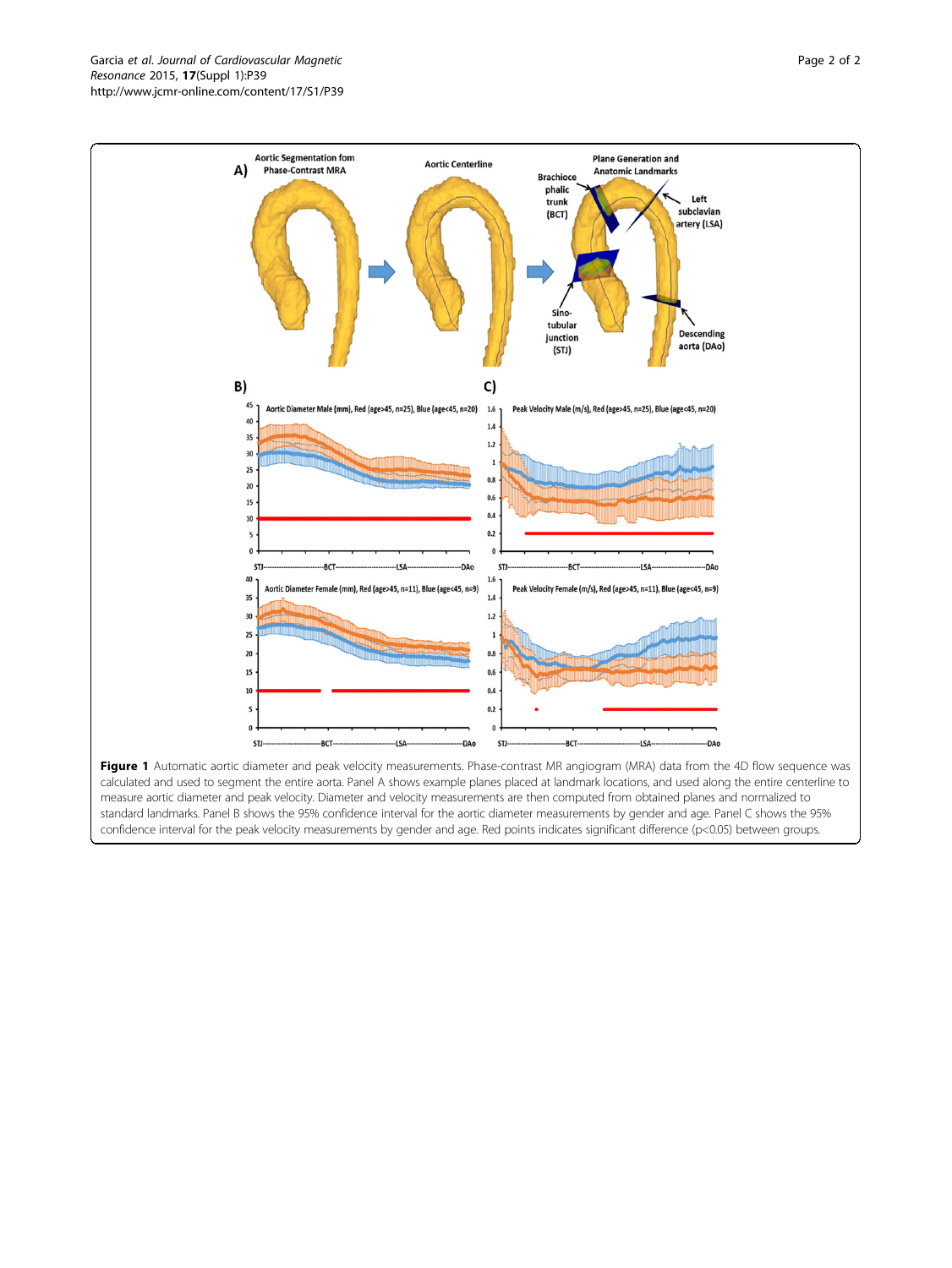A) Aortic Segmentation fom Phase-Contrast MRA

Aortic Centerline

Plane Generation and Anatomic Landmarks

Brachiocephalic trunk (BCT)

Left subclavian artery (LSA)

Sino-tubular junction (STJ)

Descending aorta (DAo)

B)

Aortic Diameter Male (mm), Red (age>45, n=25), Blue (age<45, n=20)

45 40 35 30 25 20 15 10 5 0

STJ-----------------------BCT-----------------------LSA-----------------------DAo

Aortic Diameter Female (mm), Red (age>45, n=11), Blue (age<45, n=9)

40 35 30 25 20 15 10 5 0

STJ-----------------------BCT-----------------------LSA-----------------------DAo

C)

Peak Velocity Male (m/s), Red (age>45, n=25), Blue (age<45, n=20)

1.6 1.4 1.2 1 0.8 0.6 0.4 0.2 0

STJ-----------------------BCT-----------------------LSA-----------------------DAo

Peak Velocity Female (m/s), Red (age>45, n=11), Blue (age<45, n=9)

1.6 1.4 1.2 1 0.8 0.6 0.4 0.2 0

STJ-----------------------BCT-----------------------LSA-----------------------DAo

**Figure 1** Automatic aortic diameter and peak velocity measurements. Phase-contrast MR angiogram (MRA) data from the 4D flow sequence was calculated and used to segment the entire aorta. Panel A shows example planes placed at landmark locations, and used along the entire centerline to measure aortic diameter and peak velocity. Diameter and velocity measurements are then computed from obtained planes and normalized to standard landmarks. Panel B shows the 95% confidence interval for the aortic diameter measurements by gender and age. Panel C shows the 95% confidence interval for the peak velocity measurements by gender and age. Red points indicates significant difference ($p<0.05$) between groups.